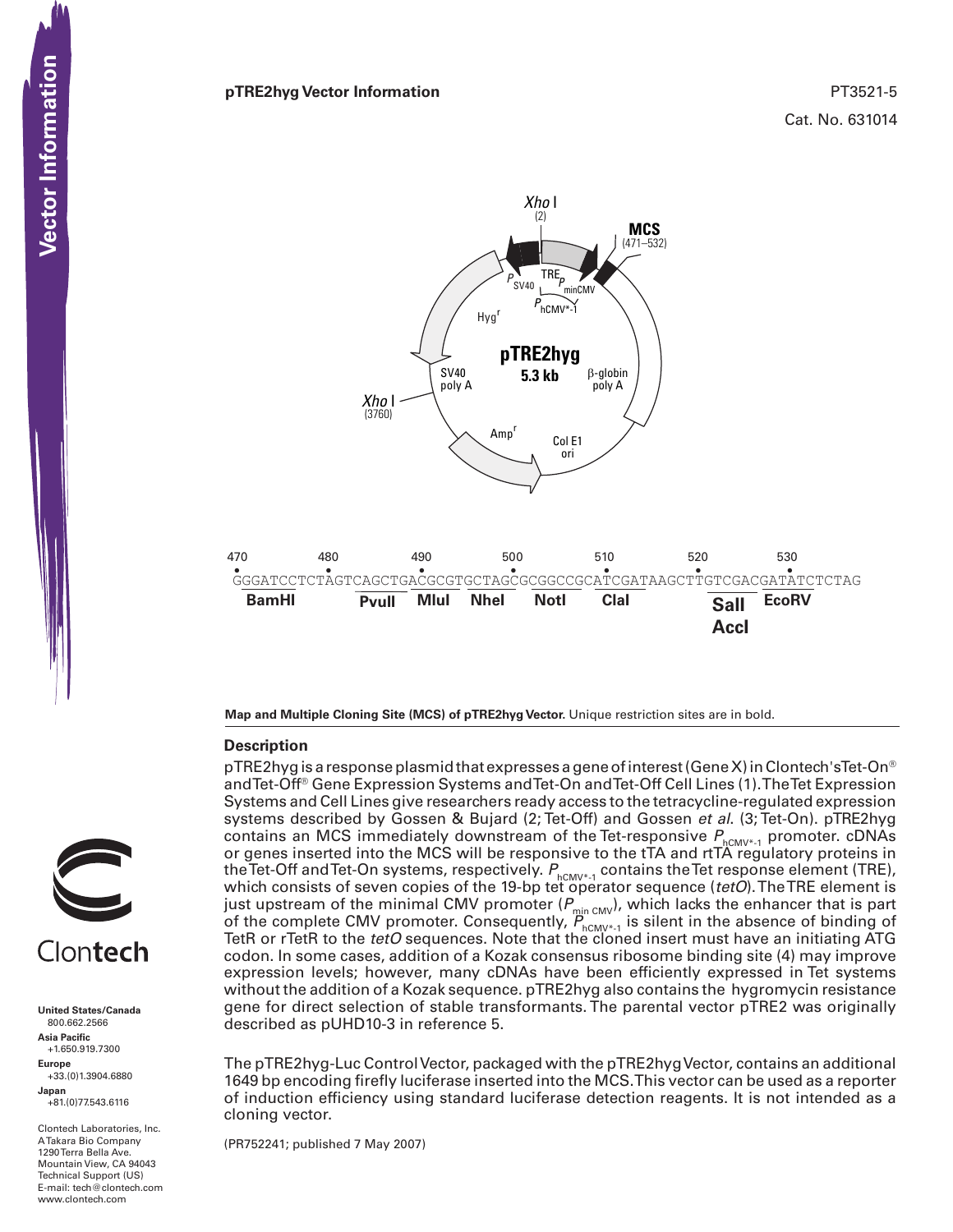# pTRE2hyg Vector Information

PT3521-5

Cat. No. 631014

**Map and Multiple Cloning Site (MCS) of pTRE2hyg Vector.** Unique restriction sites are in bold.

## Description

pTRE2hyg is a response plasmid that expresses a gene of interest (Gene X) in Clontech's Tet-On® and Tet-Off® Gene Expression Systems and Tet-On and Tet-Off Cell Lines (1). The Tet Expression Systems and Cell Lines give researchers ready access to the tetracycline-regulated expression systems described by Gossen & Bujard (2; Tet-Off) and Gossen *et al*. (3; Tet-On). pTRE2hyg contains an MCS immediately downstream of the Tet-responsive $P_{hCMV^{*}-1}$ promoter. cDNAs or genes inserted into the MCS will be responsive to the tTA and rtTA regulatory proteins in the Tet-Off and Tet-On systems, respectively. $P_{hCMV^{*}-1}$ contains the Tet response element (TRE), which consists of seven copies of the 19-bp tet operator sequence (*tetO*). The TRE element is just upstream of the minimal CMV promoter ($P_{min\ CMV}$), which lacks the enhancer that is part of the complete CMV promoter. Consequently, $P_{hCMV^{*}-1}$ is silent in the absence of binding of TetR or rTetR to the *tetO* sequences. Note that the cloned insert must have an initiating ATG codon. In some cases, addition of a Kozak consensus ribosome binding site (4) may improve expression levels; however, many cDNAs have been efficiently expressed in Tet systems without the addition of a Kozak sequence. pTRE2hyg also contains the hygromycin resistance gene for direct selection of stable transformants. The parental vector pTRE2 was originally described as pUHD10-3 in reference 5.

The pTRE2hyg-Luc Control Vector, packaged with the pTRE2hyg Vector, contains an additional 1649 bp encoding firefly luciferase inserted into the MCS. This vector can be used as a reporter of induction efficiency using standard luciferase detection reagents. It is not intended as a cloning vector.

(PR752241; published 7 May 2007)

**United States/Canada**
800.662.2566

**Asia Pacific**
+1.650.919.7300

**Europe**
+33.(0)1.3904.6880

**Japan**
+81.(0)77.543.6116

Clontech Laboratories, Inc.
A Takara Bio Company
1290 Terra Bella Ave.
Mountain View, CA 94043
Technical Support (US)
E-mail: tech@clontech.com
www.clontech.com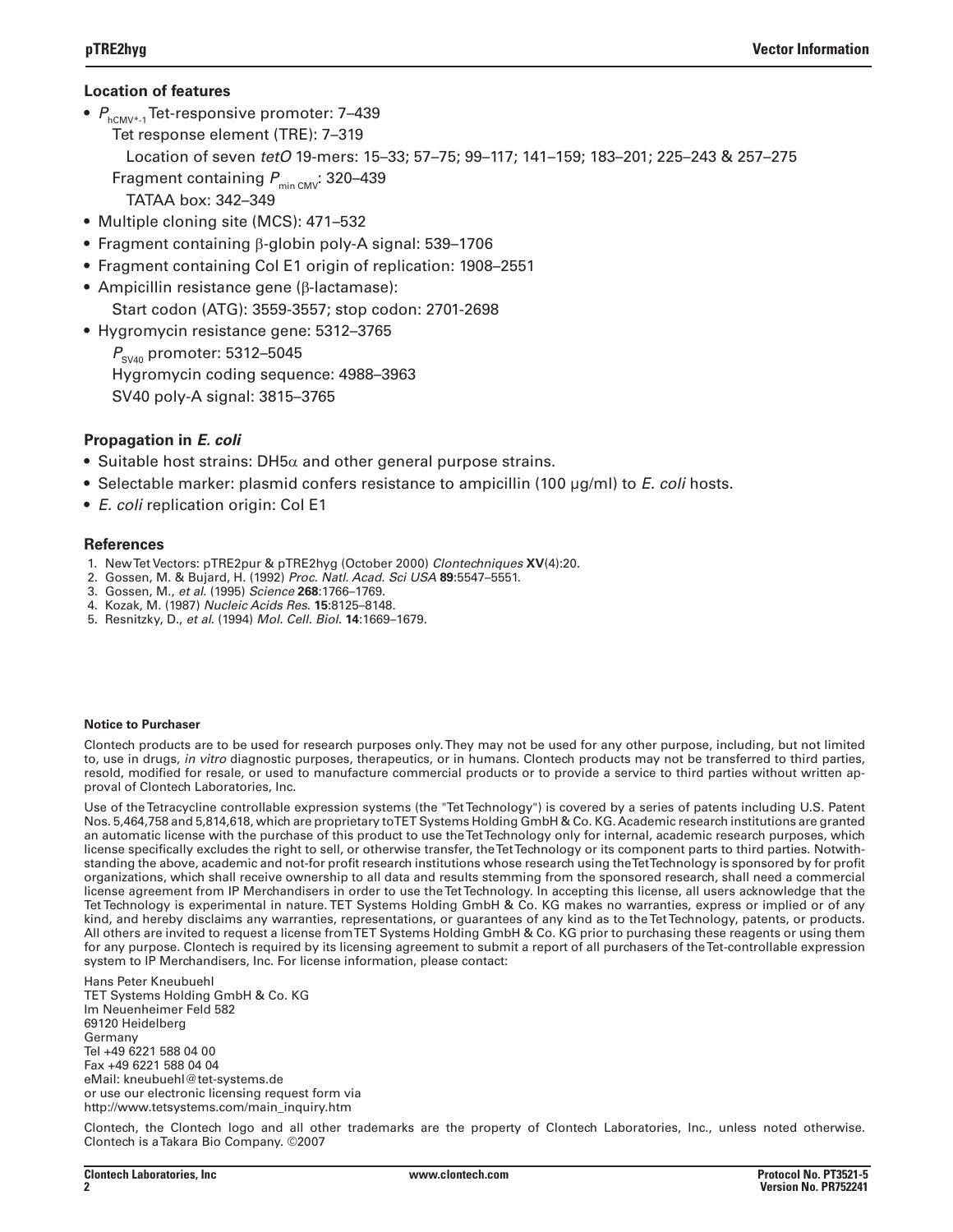### Location of features

- $P_{hCMV*-1}$ Tet-responsive promoter: 7–439
  - Tet response element (TRE): 7–319
    - Location of seven *tetO* 19-mers: 15–33; 57–75; 99–117; 141–159; 183–201; 225–243 & 257–275
  - Fragment containing $P_{min\ CMV}$: 320–439
    - TATAA box: 342–349
- Multiple cloning site (MCS): 471–532
- Fragment containing β-globin poly-A signal: 539–1706
- Fragment containing Col E1 origin of replication: 1908–2551
- Ampicillin resistance gene (β-lactamase):
  - Start codon (ATG): 3559-3557; stop codon: 2701-2698
- Hygromycin resistance gene: 5312–3765
  - $P_{SV40}$ promoter: 5312–5045
  - Hygromycin coding sequence: 4988–3963
  - SV40 poly-A signal: 3815–3765

### Propagation in *E. coli*

- Suitable host strains: DH5α and other general purpose strains.
- Selectable marker: plasmid confers resistance to ampicillin (100 µg/ml) to *E. coli* hosts.
- *E. coli* replication origin: Col E1

### References

1. New Tet Vectors: pTRE2pur & pTRE2hyg (October 2000) *Clontechniques* **XV**(4):20.
2. Gossen, M. & Bujard, H. (1992) *Proc. Natl. Acad. Sci USA* **89**:5547–5551.
3. Gossen, M., *et al.* (1995) *Science* **268**:1766–1769.
4. Kozak, M. (1987) *Nucleic Acids Res.* **15**:8125–8148.
5. Resnitzky, D., *et al.* (1994) *Mol. Cell. Biol.* **14**:1669–1679.

**Notice to Purchaser**

Clontech products are to be used for research purposes only. They may not be used for any other purpose, including, but not limited to, use in drugs, *in vitro* diagnostic purposes, therapeutics, or in humans. Clontech products may not be transferred to third parties, resold, modified for resale, or used to manufacture commercial products or to provide a service to third parties without written approval of Clontech Laboratories, Inc.

Use of the Tetracycline controllable expression systems (the "Tet Technology") is covered by a series of patents including U.S. Patent Nos. 5,464,758 and 5,814,618, which are proprietary to TET Systems Holding GmbH & Co. KG. Academic research institutions are granted an automatic license with the purchase of this product to use the Tet Technology only for internal, academic research purposes, which license specifically excludes the right to sell, or otherwise transfer, the Tet Technology or its component parts to third parties. Notwithstanding the above, academic and not-for profit research institutions whose research using the Tet Technology is sponsored by for profit organizations, which shall receive ownership to all data and results stemming from the sponsored research, shall need a commercial license agreement from IP Merchandisers in order to use the Tet Technology. In accepting this license, all users acknowledge that the Tet Technology is experimental in nature. TET Systems Holding GmbH & Co. KG makes no warranties, express or implied or of any kind, and hereby disclaims any warranties, representations, or guarantees of any kind as to the Tet Technology, patents, or products. All others are invited to request a license from TET Systems Holding GmbH & Co. KG prior to purchasing these reagents or using them for any purpose. Clontech is required by its licensing agreement to submit a report of all purchasers of the Tet-controllable expression system to IP Merchandisers, Inc. For license information, please contact:

Hans Peter Kneubuehl
TET Systems Holding GmbH & Co. KG
Im Neuenheimer Feld 582
69120 Heidelberg
Germany
Tel +49 6221 588 04 00
Fax +49 6221 588 04 04
eMail: kneubuehl@tet-systems.de
or use our electronic licensing request form via
http://www.tetsystems.com/main_inquiry.htm

Clontech, the Clontech logo and all other trademarks are the property of Clontech Laboratories, Inc., unless noted otherwise. Clontech is a Takara Bio Company. ©2007